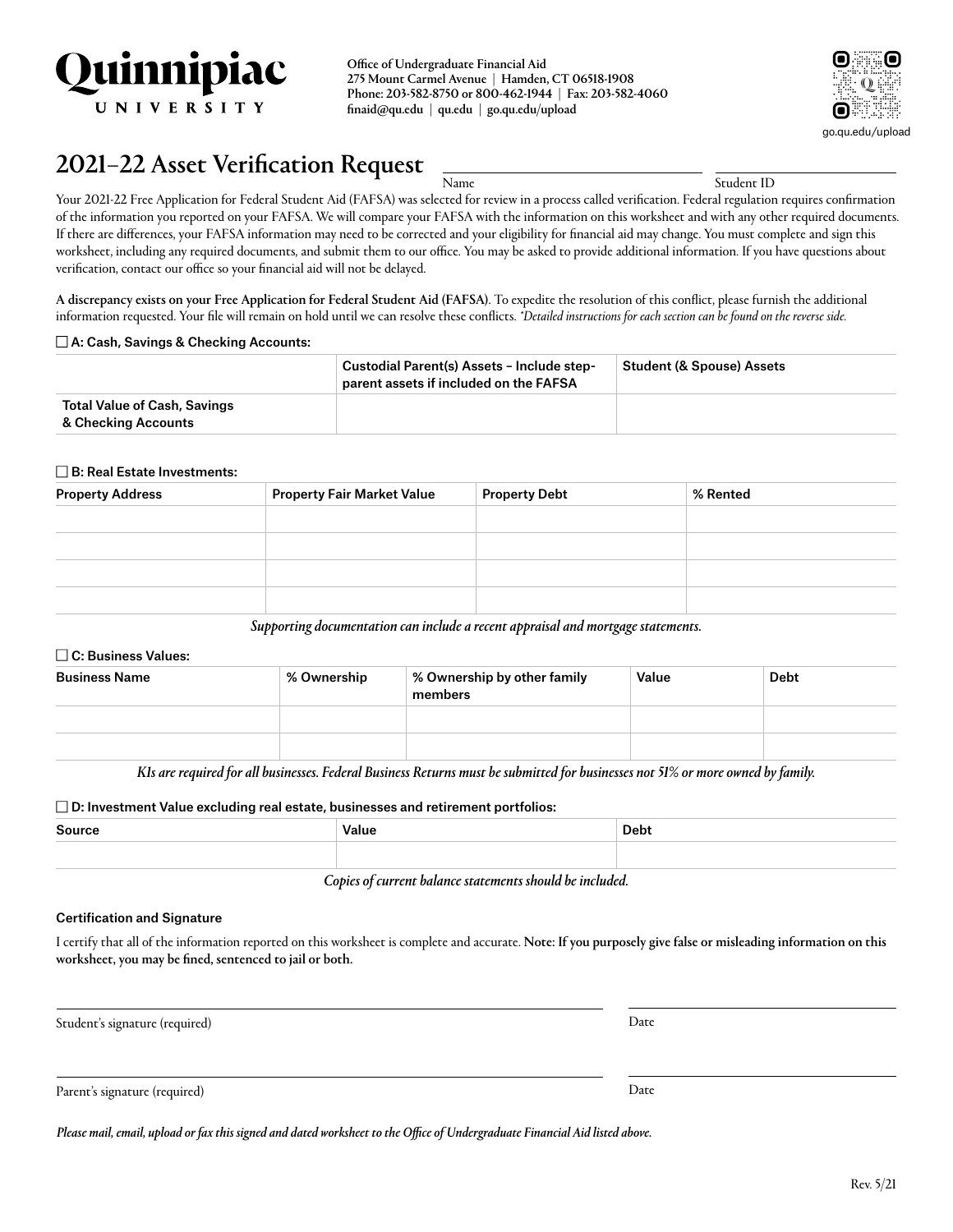**Quinnipiac UNIVERSITY**

**Office of Undergraduate Financial Aid**
**275 Mount Carmel Avenue | Hamden, CT 06518-1908**
**Phone: 203-582-8750 or 800-462-1944 | Fax: 203-582-4060**
**finaid@qu.edu | qu.edu | go.qu.edu/upload**

go.qu.edu/upload

# 2021–22 Asset Verification Request

Name ______________________ Student ID ______________

Your 2021-22 Free Application for Federal Student Aid (FAFSA) was selected for review in a process called verification. Federal regulation requires confirmation of the information you reported on your FAFSA. We will compare your FAFSA with the information on this worksheet and with any other required documents. If there are differences, your FAFSA information may need to be corrected and your eligibility for financial aid may change. You must complete and sign this worksheet, including any required documents, and submit them to our office. You may be asked to provide additional information. If you have questions about verification, contact our office so your financial aid will not be delayed.

**A discrepancy exists on your Free Application for Federal Student Aid (FAFSA)**. To expedite the resolution of this conflict, please furnish the additional information requested. Your file will remain on hold until we can resolve these conflicts. *\*Detailed instructions for each section can be found on the reverse side.*

☐ **A: Cash, Savings & Checking Accounts:**

| | Custodial Parent(s) Assets – Include step-parent assets if included on the FAFSA | Student (& Spouse) Assets |
|---|---|---|
| Total Value of Cash, Savings & Checking Accounts | | |

☐ **B: Real Estate Investments:**

| Property Address | Property Fair Market Value | Property Debt | % Rented |
|---|---|---|---|
| | | | |
| | | | |
| | | | |
| | | | |

*Supporting documentation can include a recent appraisal and mortgage statements.*

☐ **C: Business Values:**

| Business Name | % Ownership | % Ownership by other family members | Value | Debt |
|---|---|---|---|---|
| | | | | |
| | | | | |

*K1s are required for all businesses. Federal Business Returns must be submitted for businesses not 51% or more owned by family.*

☐ **D: Investment Value excluding real estate, businesses and retirement portfolios:**

| Source | Value | Debt |
|---|---|---|
| | | |

*Copies of current balance statements should be included.*

### Certification and Signature

I certify that all of the information reported on this worksheet is complete and accurate. **Note: If you purposely give false or misleading information on this worksheet, you may be fined, sentenced to jail or both.**

Student's signature (required) ______________________ Date ______________

Parent's signature (required) ______________________ Date ______________

*Please mail, email, upload or fax this signed and dated worksheet to the Office of Undergraduate Financial Aid listed above.*

Rev. 5/21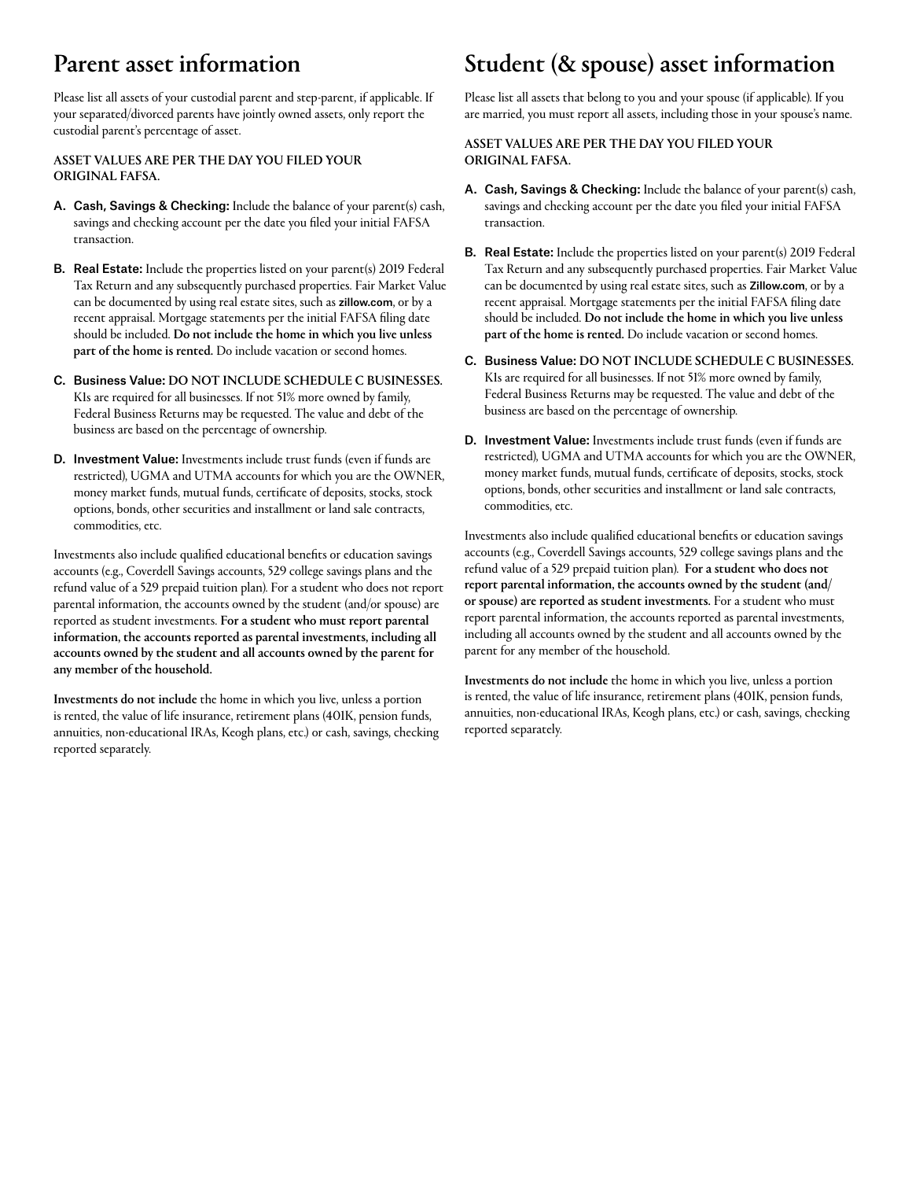# Parent asset information

Please list all assets of your custodial parent and step-parent, if applicable. If your separated/divorced parents have jointly owned assets, only report the custodial parent's percentage of asset.

**ASSET VALUES ARE PER THE DAY YOU FILED YOUR ORIGINAL FAFSA.**

A. **Cash, Savings & Checking:** Include the balance of your parent(s) cash, savings and checking account per the date you filed your initial FAFSA transaction.

B. **Real Estate:** Include the properties listed on your parent(s) 2019 Federal Tax Return and any subsequently purchased properties. Fair Market Value can be documented by using real estate sites, such as zillow.com, or by a recent appraisal. Mortgage statements per the initial FAFSA filing date should be included. **Do not include the home in which you live unless part of the home is rented.** Do include vacation or second homes.

C. **Business Value: DO NOT INCLUDE SCHEDULE C BUSINESSES.** K1s are required for all businesses. If not 51% more owned by family, Federal Business Returns may be requested. The value and debt of the business are based on the percentage of ownership.

D. **Investment Value:** Investments include trust funds (even if funds are restricted), UGMA and UTMA accounts for which you are the OWNER, money market funds, mutual funds, certificate of deposits, stocks, stock options, bonds, other securities and installment or land sale contracts, commodities, etc.

Investments also include qualified educational benefits or education savings accounts (e.g., Coverdell Savings accounts, 529 college savings plans and the refund value of a 529 prepaid tuition plan). For a student who does not report parental information, the accounts owned by the student (and/or spouse) are reported as student investments. **For a student who must report parental information, the accounts reported as parental investments, including all accounts owned by the student and all accounts owned by the parent for any member of the household.**

**Investments do not include** the home in which you live, unless a portion is rented, the value of life insurance, retirement plans (401K, pension funds, annuities, non-educational IRAs, Keogh plans, etc.) or cash, savings, checking reported separately.

# Student (& spouse) asset information

Please list all assets that belong to you and your spouse (if applicable). If you are married, you must report all assets, including those in your spouse's name.

**ASSET VALUES ARE PER THE DAY YOU FILED YOUR ORIGINAL FAFSA.**

A. **Cash, Savings & Checking:** Include the balance of your parent(s) cash, savings and checking account per the date you filed your initial FAFSA transaction.

B. **Real Estate:** Include the properties listed on your parent(s) 2019 Federal Tax Return and any subsequently purchased properties. Fair Market Value can be documented by using real estate sites, such as Zillow.com, or by a recent appraisal. Mortgage statements per the initial FAFSA filing date should be included. **Do not include the home in which you live unless part of the home is rented.** Do include vacation or second homes.

C. **Business Value: DO NOT INCLUDE SCHEDULE C BUSINESSES.** K1s are required for all businesses. If not 51% more owned by family, Federal Business Returns may be requested. The value and debt of the business are based on the percentage of ownership.

D. **Investment Value:** Investments include trust funds (even if funds are restricted), UGMA and UTMA accounts for which you are the OWNER, money market funds, mutual funds, certificate of deposits, stocks, stock options, bonds, other securities and installment or land sale contracts, commodities, etc.

Investments also include qualified educational benefits or education savings accounts (e.g., Coverdell Savings accounts, 529 college savings plans and the refund value of a 529 prepaid tuition plan). **For a student who does not report parental information, the accounts owned by the student (and/or spouse) are reported as student investments.** For a student who must report parental information, the accounts reported as parental investments, including all accounts owned by the student and all accounts owned by the parent for any member of the household.

**Investments do not include** the home in which you live, unless a portion is rented, the value of life insurance, retirement plans (401K, pension funds, annuities, non-educational IRAs, Keogh plans, etc.) or cash, savings, checking reported separately.